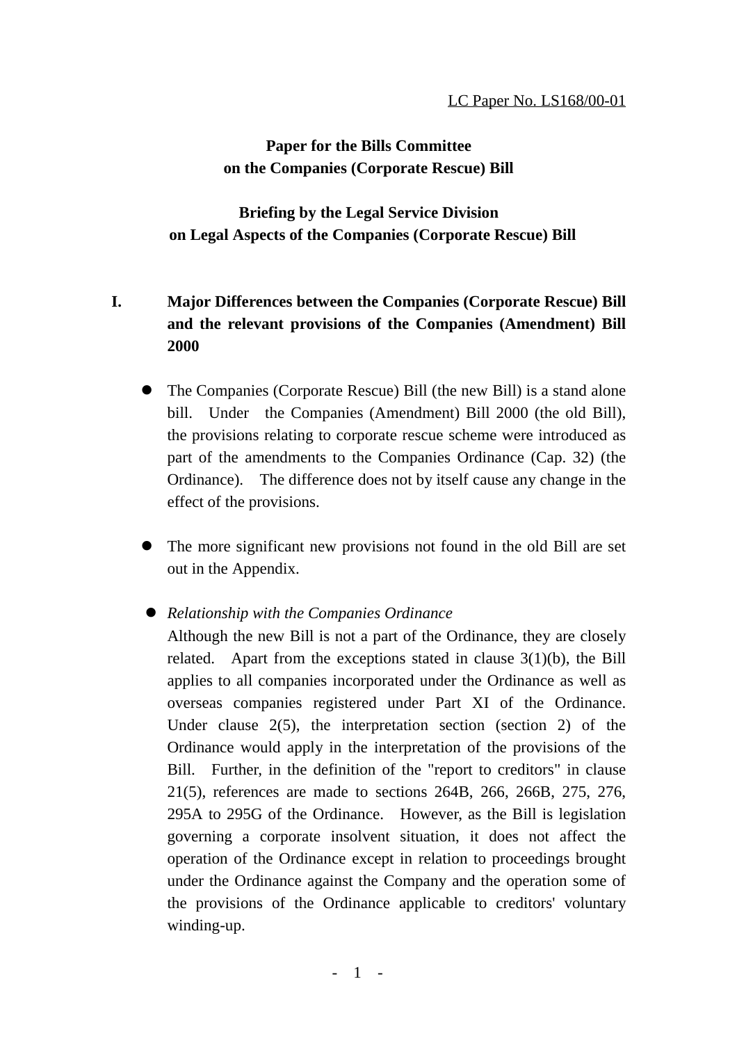LC Paper No. LS168/00-01

**Paper for the Bills Committee**
**on the Companies (Corporate Rescue) Bill**

**Briefing by the Legal Service Division**
**on Legal Aspects of the Companies (Corporate Rescue) Bill**

## I. Major Differences between the Companies (Corporate Rescue) Bill and the relevant provisions of the Companies (Amendment) Bill 2000

- The Companies (Corporate Rescue) Bill (the new Bill) is a stand alone bill. Under the Companies (Amendment) Bill 2000 (the old Bill), the provisions relating to corporate rescue scheme were introduced as part of the amendments to the Companies Ordinance (Cap. 32) (the Ordinance). The difference does not by itself cause any change in the effect of the provisions.

- The more significant new provisions not found in the old Bill are set out in the Appendix.

- *Relationship with the Companies Ordinance*
  Although the new Bill is not a part of the Ordinance, they are closely related. Apart from the exceptions stated in clause 3(1)(b), the Bill applies to all companies incorporated under the Ordinance as well as overseas companies registered under Part XI of the Ordinance. Under clause 2(5), the interpretation section (section 2) of the Ordinance would apply in the interpretation of the provisions of the Bill. Further, in the definition of the "report to creditors" in clause 21(5), references are made to sections 264B, 266, 266B, 275, 276, 295A to 295G of the Ordinance. However, as the Bill is legislation governing a corporate insolvent situation, it does not affect the operation of the Ordinance except in relation to proceedings brought under the Ordinance against the Company and the operation some of the provisions of the Ordinance applicable to creditors' voluntary winding-up.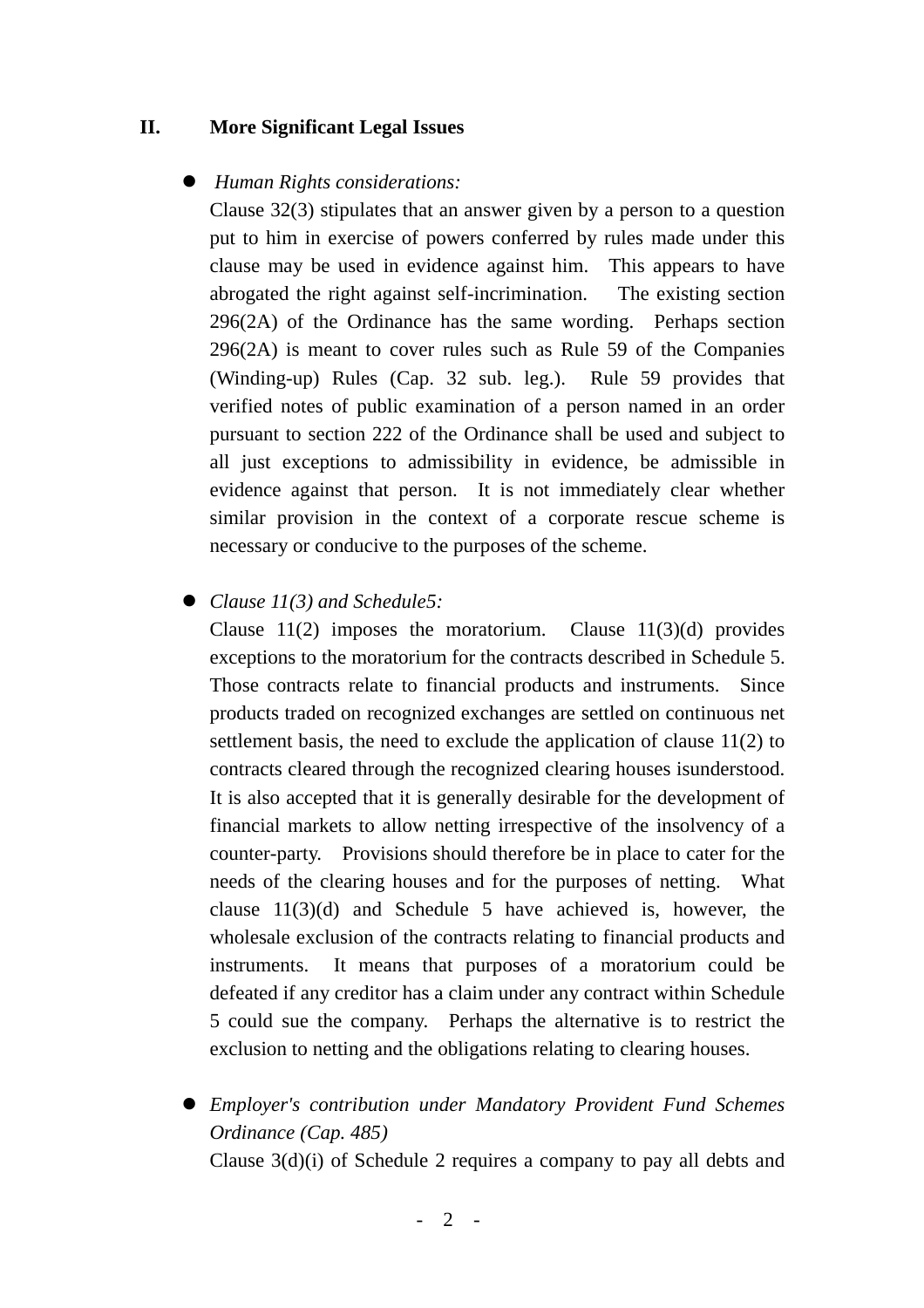## II. More Significant Legal Issues

- *Human Rights considerations:*

  Clause 32(3) stipulates that an answer given by a person to a question put to him in exercise of powers conferred by rules made under this clause may be used in evidence against him. This appears to have abrogated the right against self-incrimination. The existing section 296(2A) of the Ordinance has the same wording. Perhaps section 296(2A) is meant to cover rules such as Rule 59 of the Companies (Winding-up) Rules (Cap. 32 sub. leg.). Rule 59 provides that verified notes of public examination of a person named in an order pursuant to section 222 of the Ordinance shall be used and subject to all just exceptions to admissibility in evidence, be admissible in evidence against that person. It is not immediately clear whether similar provision in the context of a corporate rescue scheme is necessary or conducive to the purposes of the scheme.

- *Clause 11(3) and Schedule5:*

  Clause 11(2) imposes the moratorium. Clause 11(3)(d) provides exceptions to the moratorium for the contracts described in Schedule 5. Those contracts relate to financial products and instruments. Since products traded on recognized exchanges are settled on continuous net settlement basis, the need to exclude the application of clause 11(2) to contracts cleared through the recognized clearing houses isunderstood. It is also accepted that it is generally desirable for the development of financial markets to allow netting irrespective of the insolvency of a counter-party. Provisions should therefore be in place to cater for the needs of the clearing houses and for the purposes of netting. What clause 11(3)(d) and Schedule 5 have achieved is, however, the wholesale exclusion of the contracts relating to financial products and instruments. It means that purposes of a moratorium could be defeated if any creditor has a claim under any contract within Schedule 5 could sue the company. Perhaps the alternative is to restrict the exclusion to netting and the obligations relating to clearing houses.

- *Employer's contribution under Mandatory Provident Fund Schemes Ordinance (Cap. 485)*

  Clause 3(d)(i) of Schedule 2 requires a company to pay all debts and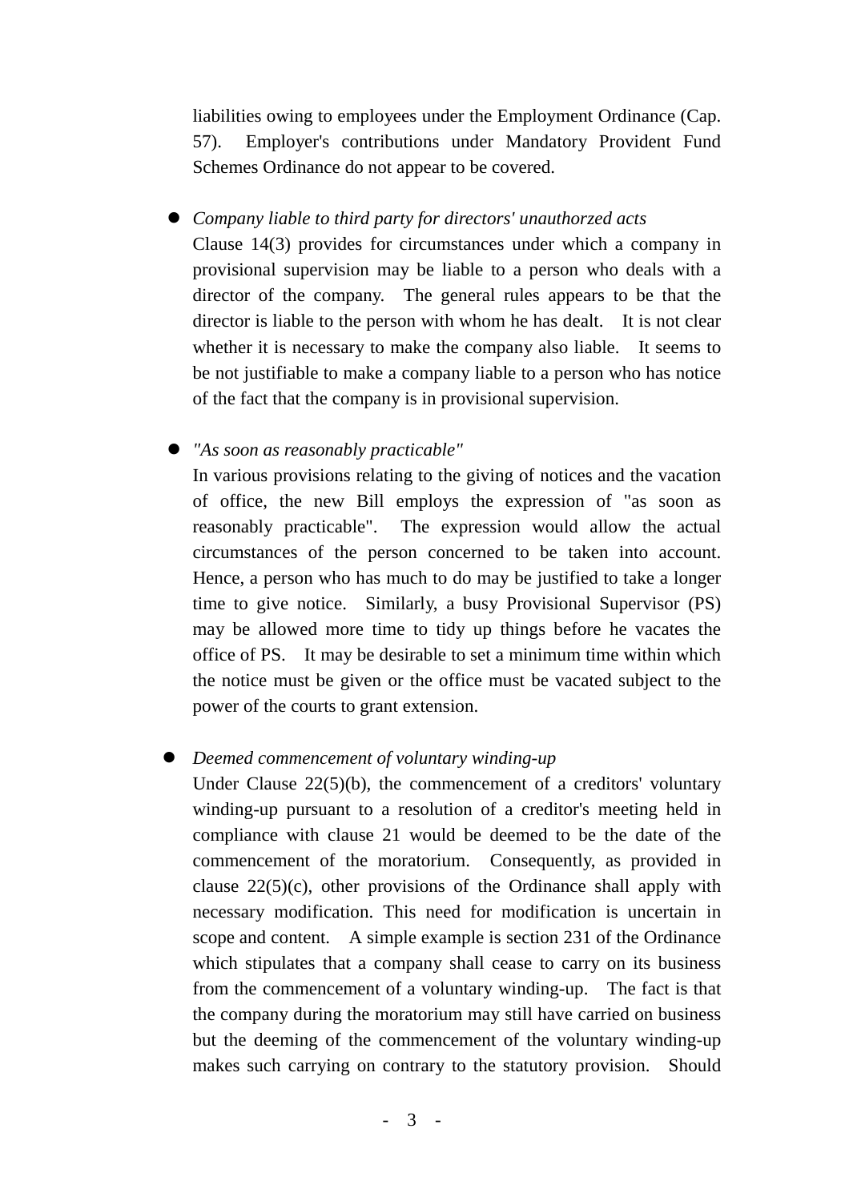liabilities owing to employees under the Employment Ordinance (Cap. 57). Employer's contributions under Mandatory Provident Fund Schemes Ordinance do not appear to be covered.

- *Company liable to third party for directors' unauthorzed acts*

  Clause 14(3) provides for circumstances under which a company in provisional supervision may be liable to a person who deals with a director of the company. The general rules appears to be that the director is liable to the person with whom he has dealt. It is not clear whether it is necessary to make the company also liable. It seems to be not justifiable to make a company liable to a person who has notice of the fact that the company is in provisional supervision.

- *"As soon as reasonably practicable"*

  In various provisions relating to the giving of notices and the vacation of office, the new Bill employs the expression of "as soon as reasonably practicable". The expression would allow the actual circumstances of the person concerned to be taken into account. Hence, a person who has much to do may be justified to take a longer time to give notice. Similarly, a busy Provisional Supervisor (PS) may be allowed more time to tidy up things before he vacates the office of PS. It may be desirable to set a minimum time within which the notice must be given or the office must be vacated subject to the power of the courts to grant extension.

- *Deemed commencement of voluntary winding-up*

  Under Clause 22(5)(b), the commencement of a creditors' voluntary winding-up pursuant to a resolution of a creditor's meeting held in compliance with clause 21 would be deemed to be the date of the commencement of the moratorium. Consequently, as provided in clause 22(5)(c), other provisions of the Ordinance shall apply with necessary modification. This need for modification is uncertain in scope and content. A simple example is section 231 of the Ordinance which stipulates that a company shall cease to carry on its business from the commencement of a voluntary winding-up. The fact is that the company during the moratorium may still have carried on business but the deeming of the commencement of the voluntary winding-up makes such carrying on contrary to the statutory provision. Should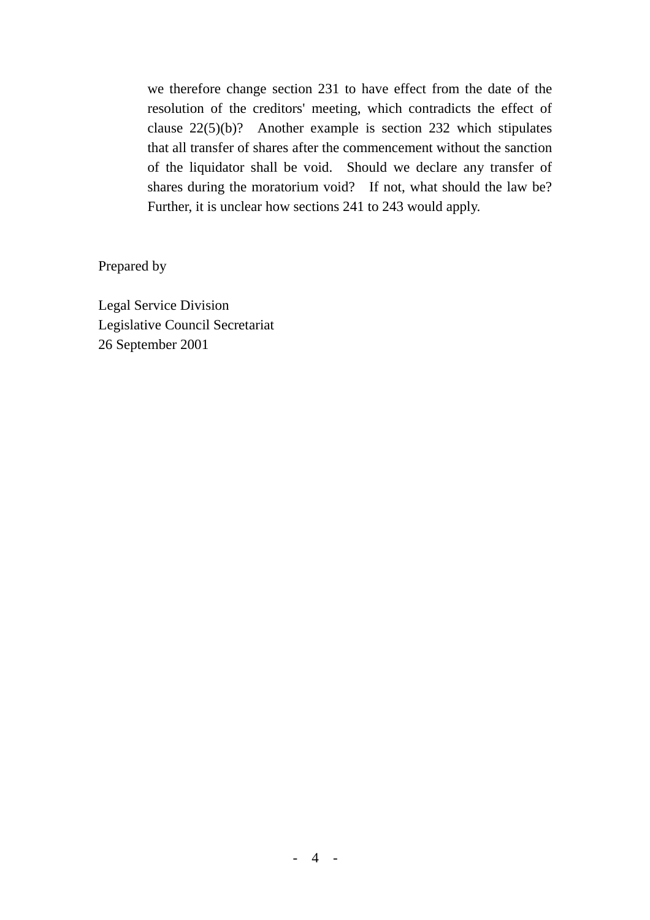we therefore change section 231 to have effect from the date of the resolution of the creditors' meeting, which contradicts the effect of clause 22(5)(b)? Another example is section 232 which stipulates that all transfer of shares after the commencement without the sanction of the liquidator shall be void. Should we declare any transfer of shares during the moratorium void? If not, what should the law be? Further, it is unclear how sections 241 to 243 would apply.

Prepared by

Legal Service Division
Legislative Council Secretariat
26 September 2001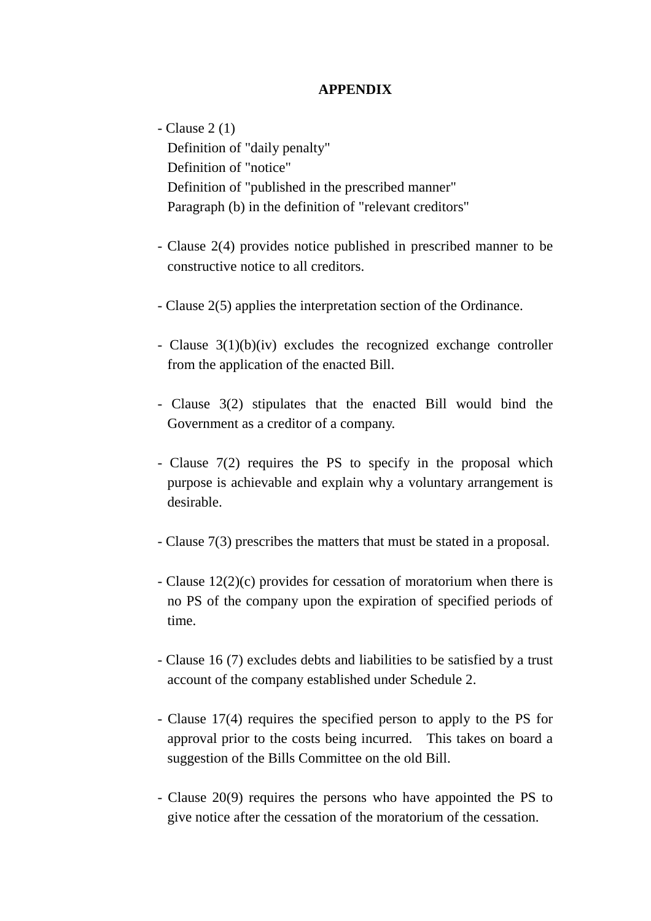# APPENDIX

- Clause 2 (1)
  Definition of "daily penalty"
  Definition of "notice"
  Definition of "published in the prescribed manner"
  Paragraph (b) in the definition of "relevant creditors"

- Clause 2(4) provides notice published in prescribed manner to be constructive notice to all creditors.

- Clause 2(5) applies the interpretation section of the Ordinance.

- Clause 3(1)(b)(iv) excludes the recognized exchange controller from the application of the enacted Bill.

- Clause 3(2) stipulates that the enacted Bill would bind the Government as a creditor of a company.

- Clause 7(2) requires the PS to specify in the proposal which purpose is achievable and explain why a voluntary arrangement is desirable.

- Clause 7(3) prescribes the matters that must be stated in a proposal.

- Clause 12(2)(c) provides for cessation of moratorium when there is no PS of the company upon the expiration of specified periods of time.

- Clause 16 (7) excludes debts and liabilities to be satisfied by a trust account of the company established under Schedule 2.

- Clause 17(4) requires the specified person to apply to the PS for approval prior to the costs being incurred. This takes on board a suggestion of the Bills Committee on the old Bill.

- Clause 20(9) requires the persons who have appointed the PS to give notice after the cessation of the moratorium of the cessation.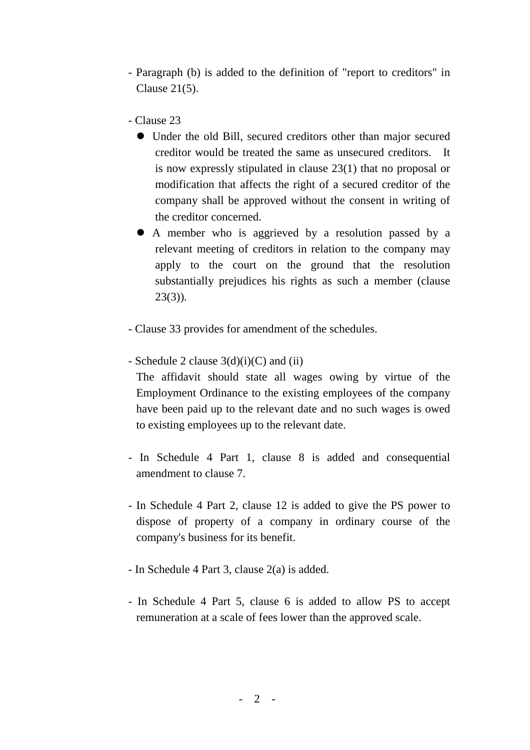- Paragraph (b) is added to the definition of "report to creditors" in Clause 21(5).

- Clause 23
  - Under the old Bill, secured creditors other than major secured creditor would be treated the same as unsecured creditors. It is now expressly stipulated in clause 23(1) that no proposal or modification that affects the right of a secured creditor of the company shall be approved without the consent in writing of the creditor concerned.
  - A member who is aggrieved by a resolution passed by a relevant meeting of creditors in relation to the company may apply to the court on the ground that the resolution substantially prejudices his rights as such a member (clause 23(3)).

- Clause 33 provides for amendment of the schedules.

- Schedule 2 clause 3(d)(i)(C) and (ii)
  The affidavit should state all wages owing by virtue of the Employment Ordinance to the existing employees of the company have been paid up to the relevant date and no such wages is owed to existing employees up to the relevant date.

- In Schedule 4 Part 1, clause 8 is added and consequential amendment to clause 7.

- In Schedule 4 Part 2, clause 12 is added to give the PS power to dispose of property of a company in ordinary course of the company's business for its benefit.

- In Schedule 4 Part 3, clause 2(a) is added.

- In Schedule 4 Part 5, clause 6 is added to allow PS to accept remuneration at a scale of fees lower than the approved scale.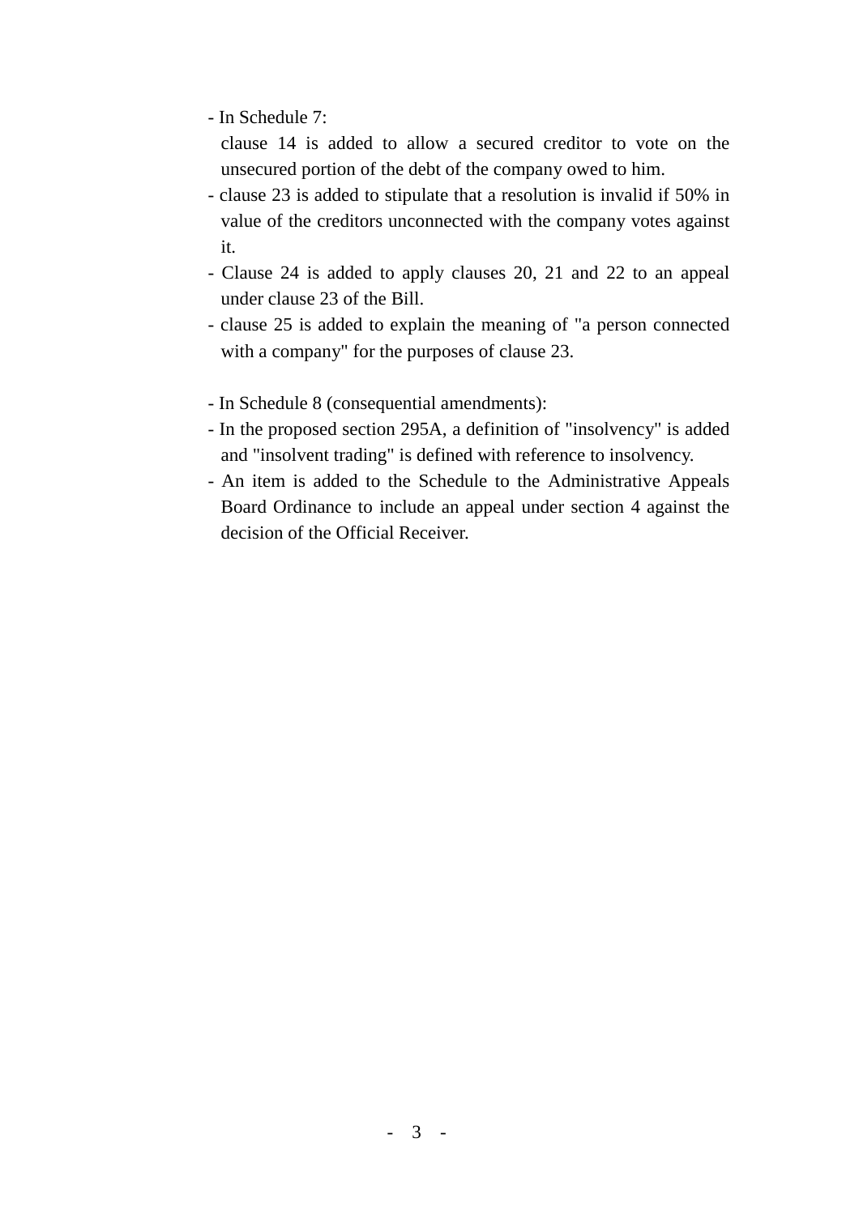- In Schedule 7:

  clause 14 is added to allow a secured creditor to vote on the unsecured portion of the debt of the company owed to him.
- clause 23 is added to stipulate that a resolution is invalid if 50% in value of the creditors unconnected with the company votes against it.
- Clause 24 is added to apply clauses 20, 21 and 22 to an appeal under clause 23 of the Bill.
- clause 25 is added to explain the meaning of "a person connected with a company" for the purposes of clause 23.

- In Schedule 8 (consequential amendments):
- In the proposed section 295A, a definition of "insolvency" is added and "insolvent trading" is defined with reference to insolvency.
- An item is added to the Schedule to the Administrative Appeals Board Ordinance to include an appeal under section 4 against the decision of the Official Receiver.